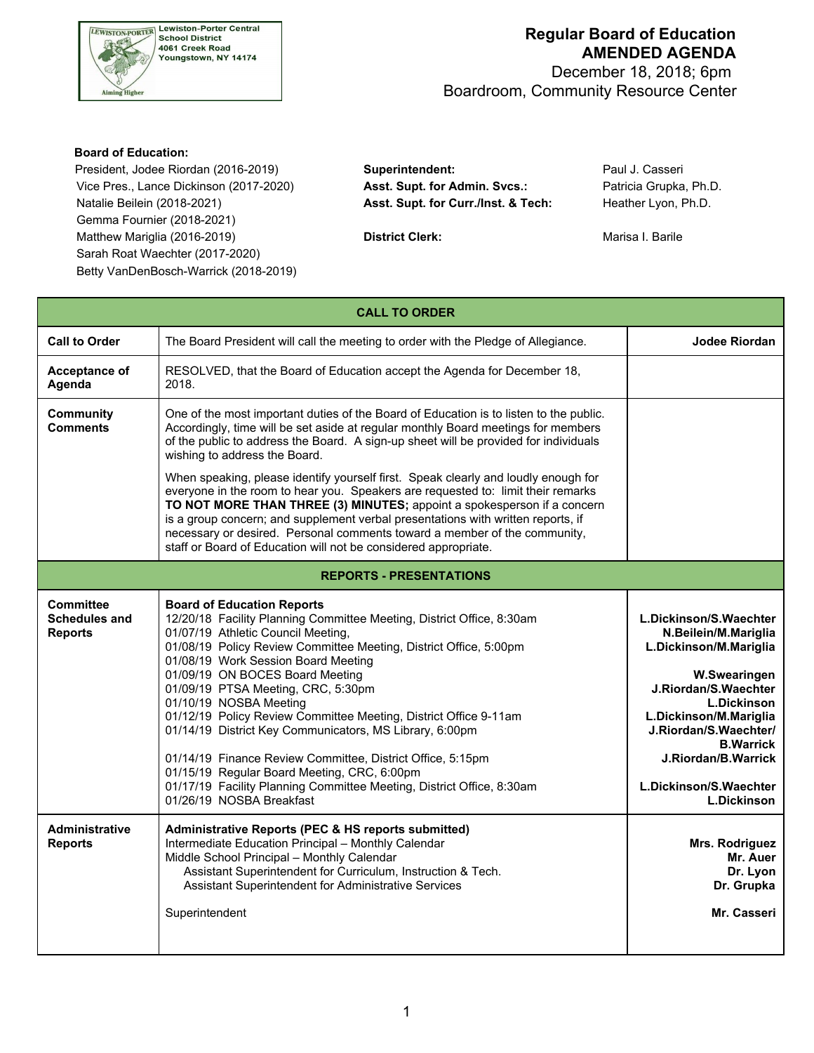Lewiston-Porter Central School District
4061 Creek Road
Youngstown, NY 14174

# Regular Board of Education
## AMENDED AGENDA

December 18, 2018; 6pm
Boardroom, Community Resource Center

**Board of Education:**

President, Jodee Riordan (2016-2019)
Vice Pres., Lance Dickinson (2017-2020)
Natalie Beilein (2018-2021)
Gemma Fournier (2018-2021)
Matthew Mariglia (2016-2019)
Sarah Roat Waechter (2017-2020)
Betty VanDenBosch-Warrick (2018-2019)

**Superintendent:** Paul J. Casseri
**Asst. Supt. for Admin. Svcs.:** Patricia Grupka, Ph.D.
**Asst. Supt. for Curr./Inst. & Tech:** Heather Lyon, Ph.D.

**District Clerk:** Marisa I. Barile

| **CALL TO ORDER** | | |
|---|---|---|
| **Call to Order** | The Board President will call the meeting to order with the Pledge of Allegiance. | **Jodee Riordan** |
| **Acceptance of Agenda** | RESOLVED, that the Board of Education accept the Agenda for December 18, 2018. | |
| **Community Comments** | One of the most important duties of the Board of Education is to listen to the public. Accordingly, time will be set aside at regular monthly Board meetings for members of the public to address the Board. A sign-up sheet will be provided for individuals wishing to address the Board.<br><br>When speaking, please identify yourself first. Speak clearly and loudly enough for everyone in the room to hear you. Speakers are requested to: limit their remarks **TO NOT MORE THAN THREE (3) MINUTES;** appoint a spokesperson if a concern is a group concern; and supplement verbal presentations with written reports, if necessary or desired. Personal comments toward a member of the community, staff or Board of Education will not be considered appropriate. | |
| **REPORTS - PRESENTATIONS** | | |
| **Committee Schedules and Reports** | **Board of Education Reports**<br>12/20/18 Facility Planning Committee Meeting, District Office, 8:30am<br>01/07/19 Athletic Council Meeting,<br>01/08/19 Policy Review Committee Meeting, District Office, 5:00pm<br>01/08/19 Work Session Board Meeting<br>01/09/19 ON BOCES Board Meeting<br>01/09/19 PTSA Meeting, CRC, 5:30pm<br>01/10/19 NOSBA Meeting<br>01/12/19 Policy Review Committee Meeting, District Office 9-11am<br>01/14/19 District Key Communicators, MS Library, 6:00pm<br><br>01/14/19 Finance Review Committee, District Office, 5:15pm<br>01/15/19 Regular Board Meeting, CRC, 6:00pm<br>01/17/19 Facility Planning Committee Meeting, District Office, 8:30am<br>01/26/19 NOSBA Breakfast | **L.Dickinson/S.Waechter**<br>**N.Beilein/M.Mariglia**<br>**L.Dickinson/M.Mariglia**<br><br>**W.Swearingen**<br>**J.Riordan/S.Waechter**<br>**L.Dickinson**<br>**L.Dickinson/M.Mariglia**<br>**J.Riordan/S.Waechter/ B.Warrick**<br>**J.Riordan/B.Warrick**<br><br>**L.Dickinson/S.Waechter**<br>**L.Dickinson** |
| **Administrative Reports** | **Administrative Reports (PEC & HS reports submitted)**<br>Intermediate Education Principal – Monthly Calendar<br>Middle School Principal – Monthly Calendar<br>Assistant Superintendent for Curriculum, Instruction & Tech.<br>Assistant Superintendent for Administrative Services<br><br>Superintendent | <br>**Mrs. Rodriguez**<br>**Mr. Auer**<br>**Dr. Lyon**<br>**Dr. Grupka**<br><br>**Mr. Casseri** |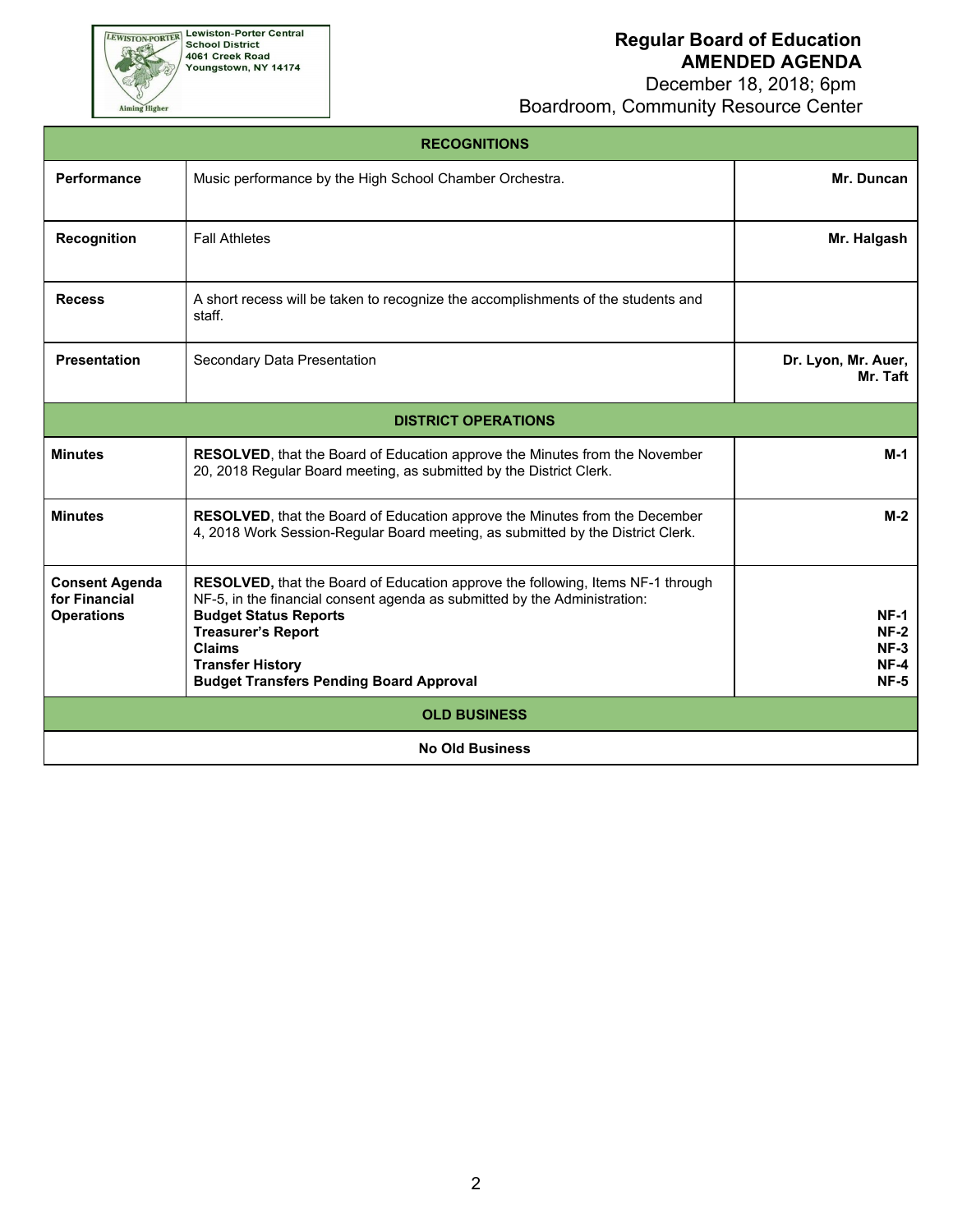Lewiston-Porter Central School District
4061 Creek Road
Youngstown, NY 14174

# Regular Board of Education
## AMENDED AGENDA

December 18, 2018; 6pm
Boardroom, Community Resource Center

| **RECOGNITIONS** | | |
|---|---|---|
| **Performance** | Music performance by the High School Chamber Orchestra. | **Mr. Duncan** |
| **Recognition** | Fall Athletes | **Mr. Halgash** |
| **Recess** | A short recess will be taken to recognize the accomplishments of the students and staff. | |
| **Presentation** | Secondary Data Presentation | **Dr. Lyon, Mr. Auer, Mr. Taft** |
| **DISTRICT OPERATIONS** | | |
| **Minutes** | **RESOLVED**, that the Board of Education approve the Minutes from the November 20, 2018 Regular Board meeting, as submitted by the District Clerk. | **M-1** |
| **Minutes** | **RESOLVED**, that the Board of Education approve the Minutes from the December 4, 2018 Work Session-Regular Board meeting, as submitted by the District Clerk. | **M-2** |
| **Consent Agenda for Financial Operations** | **RESOLVED,** that the Board of Education approve the following, Items NF-1 through NF-5, in the financial consent agenda as submitted by the Administration:<br>**Budget Status Reports**<br>**Treasurer's Report**<br>**Claims**<br>**Transfer History**<br>**Budget Transfers Pending Board Approval** | <br><br>**NF-1**<br>**NF-2**<br>**NF-3**<br>**NF-4**<br>**NF-5** |
| **OLD BUSINESS** | | |
| **No Old Business** | | |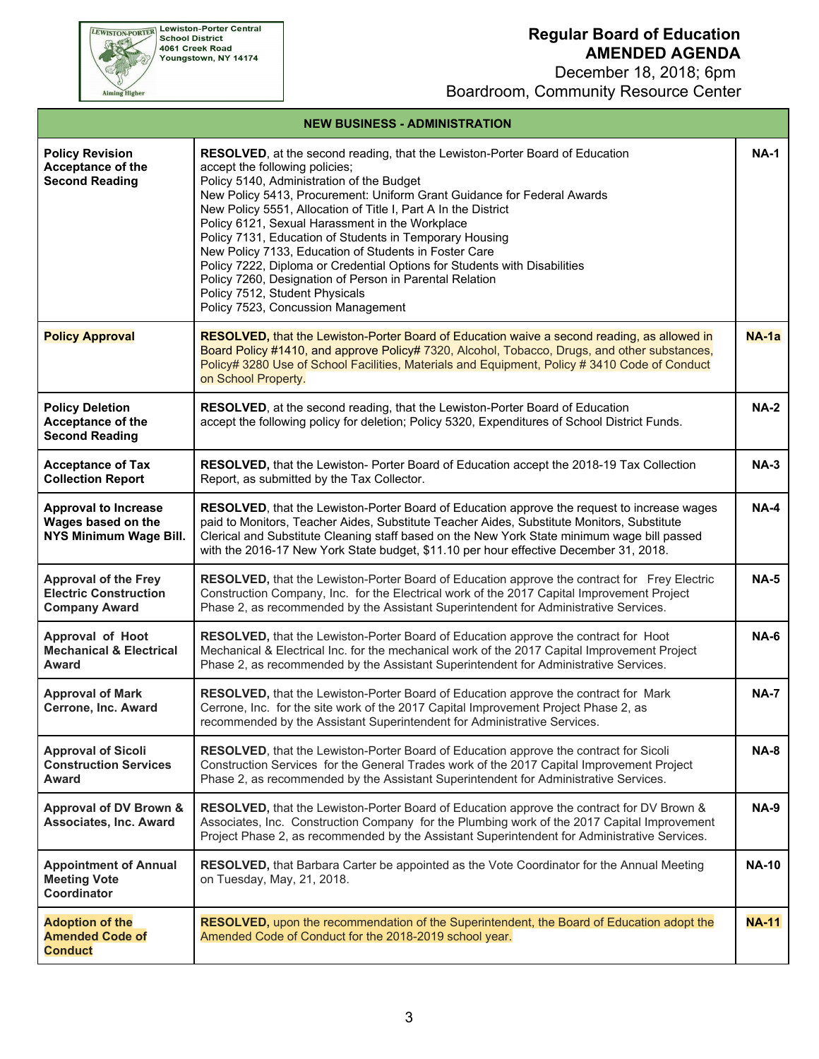Lewiston-Porter Central School District
4061 Creek Road
Youngstown, NY 14174

# Regular Board of Education
## AMENDED AGENDA
December 18, 2018; 6pm
Boardroom, Community Resource Center

| NEW BUSINESS - ADMINISTRATION | | |
|---|---|---|
| **Policy Revision Acceptance of the Second Reading** | **RESOLVED**, at the second reading, that the Lewiston-Porter Board of Education accept the following policies;<br>Policy 5140, Administration of the Budget<br>New Policy 5413, Procurement: Uniform Grant Guidance for Federal Awards<br>New Policy 5551, Allocation of Title I, Part A In the District<br>Policy 6121, Sexual Harassment in the Workplace<br>Policy 7131, Education of Students in Temporary Housing<br>New Policy 7133, Education of Students in Foster Care<br>Policy 7222, Diploma or Credential Options for Students with Disabilities<br>Policy 7260, Designation of Person in Parental Relation<br>Policy 7512, Student Physicals<br>Policy 7523, Concussion Management | **NA-1** |
| **Policy Approval** | **RESOLVED,** that the Lewiston-Porter Board of Education waive a second reading, as allowed in Board Policy #1410, and approve Policy# 7320, Alcohol, Tobacco, Drugs, and other substances, Policy# 3280 Use of School Facilities, Materials and Equipment, Policy # 3410 Code of Conduct on School Property. | **NA-1a** |
| **Policy Deletion Acceptance of the Second Reading** | **RESOLVED**, at the second reading, that the Lewiston-Porter Board of Education accept the following policy for deletion; Policy 5320, Expenditures of School District Funds. | **NA-2** |
| **Acceptance of Tax Collection Report** | **RESOLVED,** that the Lewiston- Porter Board of Education accept the 2018-19 Tax Collection Report, as submitted by the Tax Collector. | **NA-3** |
| **Approval to Increase Wages based on the NYS Minimum Wage Bill.** | **RESOLVED**, that the Lewiston-Porter Board of Education approve the request to increase wages paid to Monitors, Teacher Aides, Substitute Teacher Aides, Substitute Monitors, Substitute Clerical and Substitute Cleaning staff based on the New York State minimum wage bill passed with the 2016-17 New York State budget, $11.10 per hour effective December 31, 2018. | **NA-4** |
| **Approval of the Frey Electric Construction Company Award** | **RESOLVED,** that the Lewiston-Porter Board of Education approve the contract for Frey Electric Construction Company, Inc. for the Electrical work of the 2017 Capital Improvement Project Phase 2, as recommended by the Assistant Superintendent for Administrative Services. | **NA-5** |
| **Approval of Hoot Mechanical & Electrical Award** | **RESOLVED,** that the Lewiston-Porter Board of Education approve the contract for Hoot Mechanical & Electrical Inc. for the mechanical work of the 2017 Capital Improvement Project Phase 2, as recommended by the Assistant Superintendent for Administrative Services. | **NA-6** |
| **Approval of Mark Cerrone, Inc. Award** | **RESOLVED,** that the Lewiston-Porter Board of Education approve the contract for Mark Cerrone, Inc. for the site work of the 2017 Capital Improvement Project Phase 2, as recommended by the Assistant Superintendent for Administrative Services. | **NA-7** |
| **Approval of Sicoli Construction Services Award** | **RESOLVED**, that the Lewiston-Porter Board of Education approve the contract for Sicoli Construction Services for the General Trades work of the 2017 Capital Improvement Project Phase 2, as recommended by the Assistant Superintendent for Administrative Services. | **NA-8** |
| **Approval of DV Brown & Associates, Inc. Award** | **RESOLVED,** that the Lewiston-Porter Board of Education approve the contract for DV Brown & Associates, Inc. Construction Company for the Plumbing work of the 2017 Capital Improvement Project Phase 2, as recommended by the Assistant Superintendent for Administrative Services. | **NA-9** |
| **Appointment of Annual Meeting Vote Coordinator** | **RESOLVED,** that Barbara Carter be appointed as the Vote Coordinator for the Annual Meeting on Tuesday, May, 21, 2018. | **NA-10** |
| **Adoption of the Amended Code of Conduct** | **RESOLVED,** upon the recommendation of the Superintendent, the Board of Education adopt the Amended Code of Conduct for the 2018-2019 school year. | **NA-11** |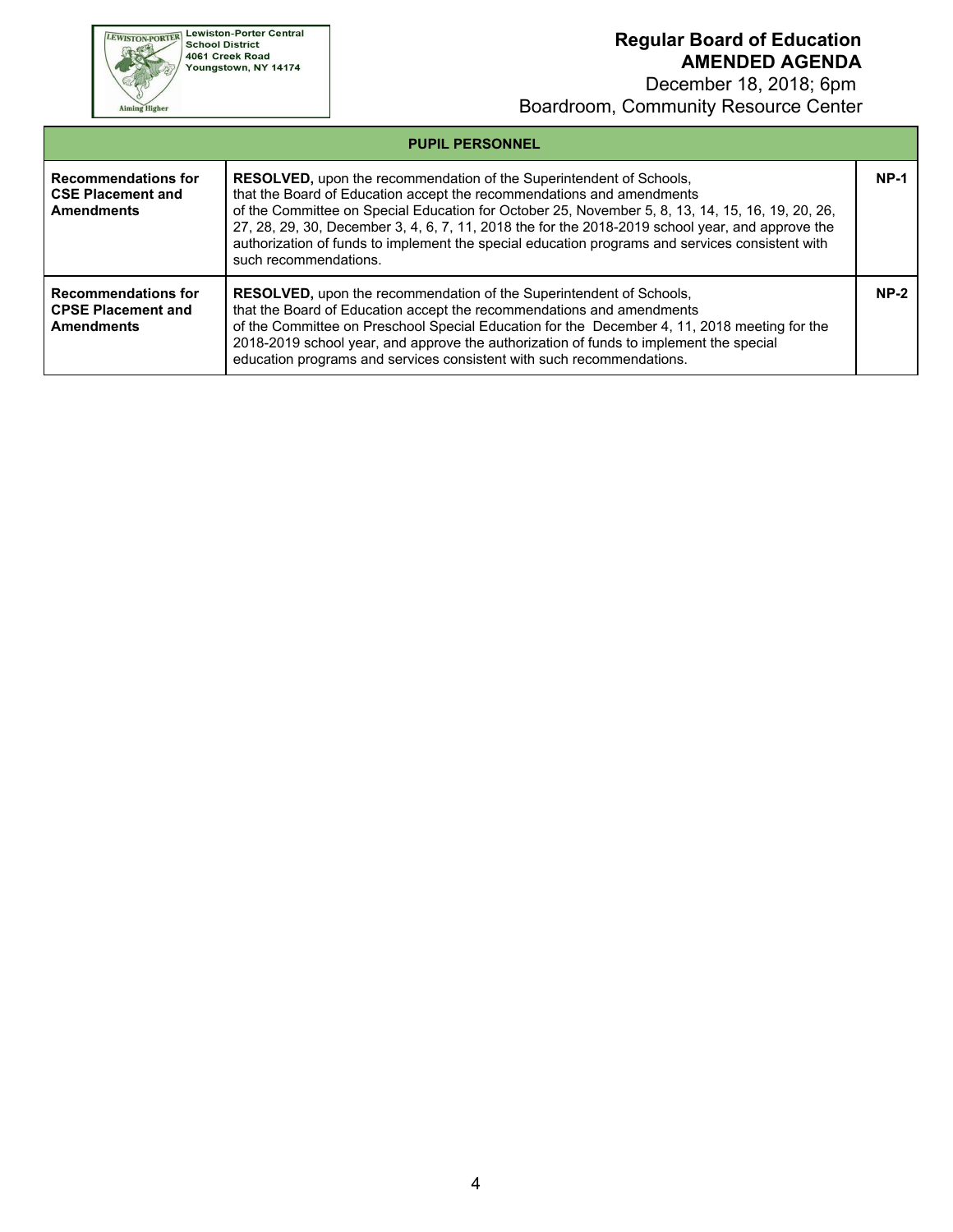Lewiston-Porter Central School District
4061 Creek Road
Youngstown, NY 14174

**Regular Board of Education**
**AMENDED AGENDA**
December 18, 2018; 6pm
Boardroom, Community Resource Center

| PUPIL PERSONNEL | | |
|---|---|---|
| **Recommendations for CSE Placement and Amendments** | **RESOLVED,** upon the recommendation of the Superintendent of Schools, that the Board of Education accept the recommendations and amendments of the Committee on Special Education for October 25, November 5, 8, 13, 14, 15, 16, 19, 20, 26, 27, 28, 29, 30, December 3, 4, 6, 7, 11, 2018 the for the 2018-2019 school year, and approve the authorization of funds to implement the special education programs and services consistent with such recommendations. | **NP-1** |
| **Recommendations for CPSE Placement and Amendments** | **RESOLVED,** upon the recommendation of the Superintendent of Schools, that the Board of Education accept the recommendations and amendments of the Committee on Preschool Special Education for the December 4, 11, 2018 meeting for the 2018-2019 school year, and approve the authorization of funds to implement the special education programs and services consistent with such recommendations. | **NP-2** |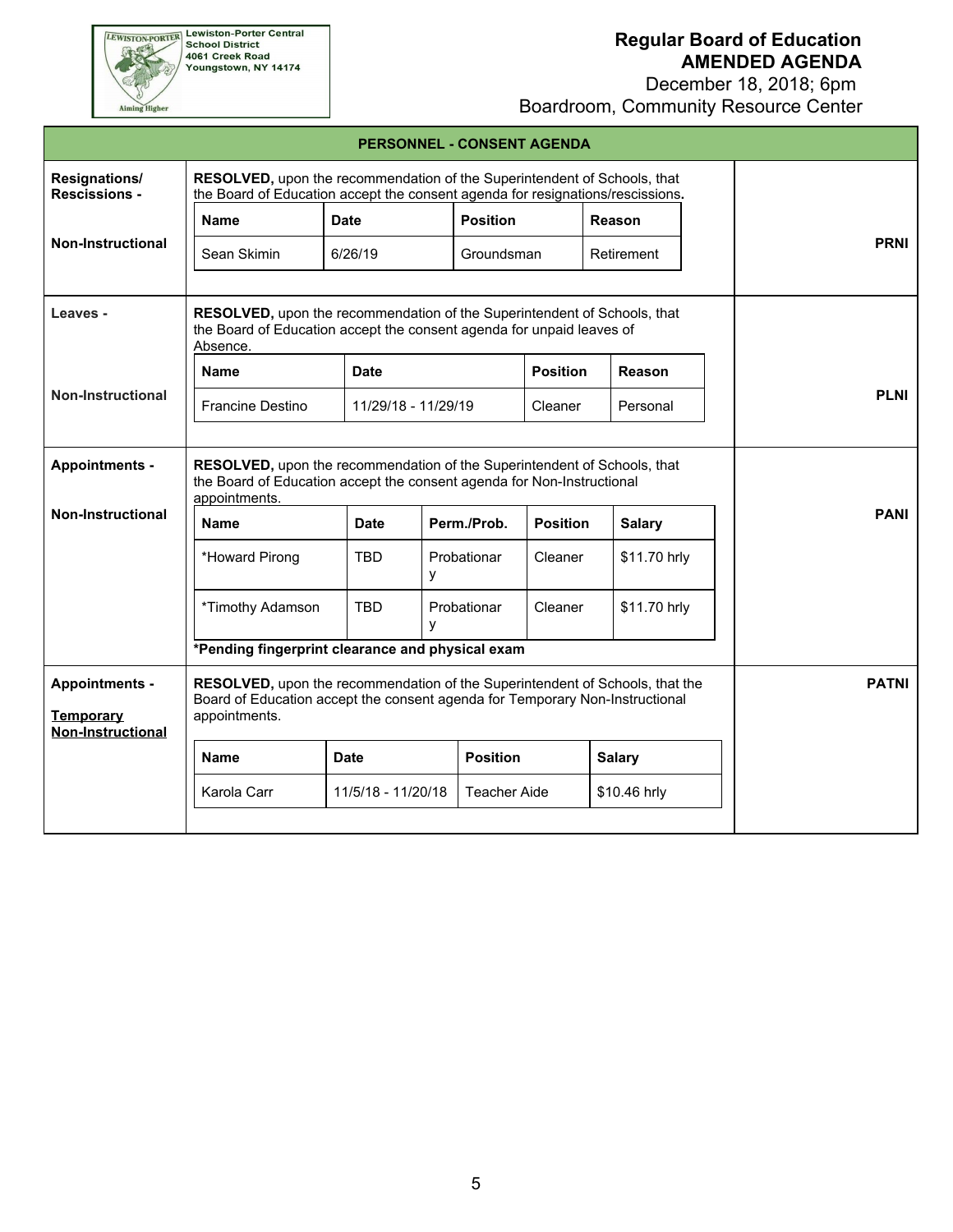Lewiston-Porter Central School District
4061 Creek Road
Youngstown, NY 14174

**Regular Board of Education**
**AMENDED AGENDA**
December 18, 2018; 6pm
Boardroom, Community Resource Center

## PERSONNEL - CONSENT AGENDA

### Resignations/ Rescissions - Non-Instructional (PRNI)

**RESOLVED,** upon the recommendation of the Superintendent of Schools, that the Board of Education accept the consent agenda for resignations/rescissions.

| Name | Date | Position | Reason |
|---|---|---|---|
| Sean Skimin | 6/26/19 | Groundsman | Retirement |

### Leaves - Non-Instructional (PLNI)

**RESOLVED,** upon the recommendation of the Superintendent of Schools, that the Board of Education accept the consent agenda for unpaid leaves of Absence.

| Name | Date | Position | Reason |
|---|---|---|---|
| Francine Destino | 11/29/18 - 11/29/19 | Cleaner | Personal |

### Appointments - Non-Instructional (PANI)

**RESOLVED,** upon the recommendation of the Superintendent of Schools, that the Board of Education accept the consent agenda for Non-Instructional appointments.

| Name | Date | Perm./Prob. | Position | Salary |
|---|---|---|---|---|
| *Howard Pirong | TBD | Probationary | Cleaner | $11.70 hrly |
| *Timothy Adamson | TBD | Probationary | Cleaner | $11.70 hrly |

***Pending fingerprint clearance and physical exam**

### Appointments - Temporary Non-Instructional (PATNI)

**RESOLVED,** upon the recommendation of the Superintendent of Schools, that the Board of Education accept the consent agenda for Temporary Non-Instructional appointments.

| Name | Date | Position | Salary |
|---|---|---|---|
| Karola Carr | 11/5/18 - 11/20/18 | Teacher Aide | $10.46 hrly |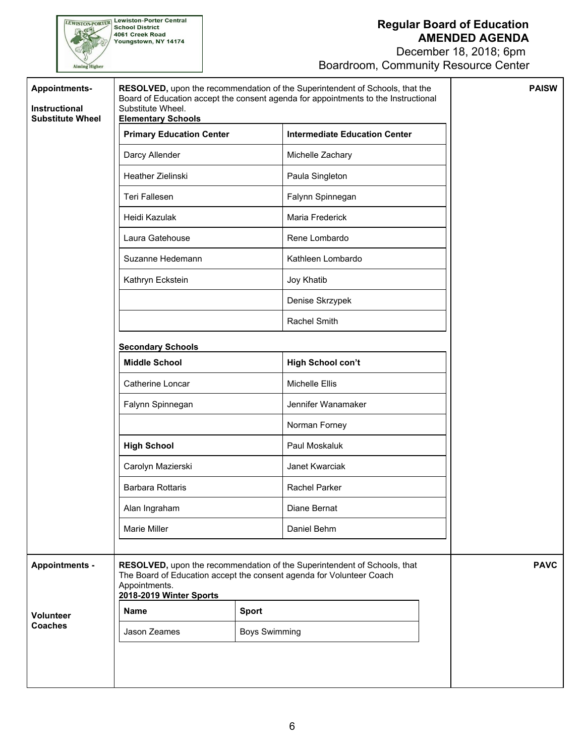**Lewiston-Porter Central School District**
**4061 Creek Road**
**Youngstown, NY 14174**

# Regular Board of Education
## AMENDED AGENDA
December 18, 2018; 6pm
Boardroom, Community Resource Center

---

**Appointments- Instructional Substitute Wheel** — **PAISW**

**RESOLVED,** upon the recommendation of the Superintendent of Schools, that the Board of Education accept the consent agenda for appointments to the Instructional Substitute Wheel.

**Elementary Schools**

| **Primary Education Center** | **Intermediate Education Center** |
| --- | --- |
| Darcy Allender | Michelle Zachary |
| Heather Zielinski | Paula Singleton |
| Teri Fallesen | Falynn Spinnegan |
| Heidi Kazulak | Maria Frederick |
| Laura Gatehouse | Rene Lombardo |
| Suzanne Hedemann | Kathleen Lombardo |
| Kathryn Eckstein | Joy Khatib |
| | Denise Skrzypek |
| | Rachel Smith |

**Secondary Schools**

| **Middle School** | **High School con't** |
| --- | --- |
| Catherine Loncar | Michelle Ellis |
| Falynn Spinnegan | Jennifer Wanamaker |
| | Norman Forney |
| **High School** | Paul Moskaluk |
| Carolyn Mazierski | Janet Kwarciak |
| Barbara Rottaris | Rachel Parker |
| Alan Ingraham | Diane Bernat |
| Marie Miller | Daniel Behm |

---

**Appointments - Volunteer Coaches** — **PAVC**

**RESOLVED,** upon the recommendation of the Superintendent of Schools, that The Board of Education accept the consent agenda for Volunteer Coach Appointments.

**2018-2019 Winter Sports**

| **Name** | **Sport** |
| --- | --- |
| Jason Zeames | Boys Swimming |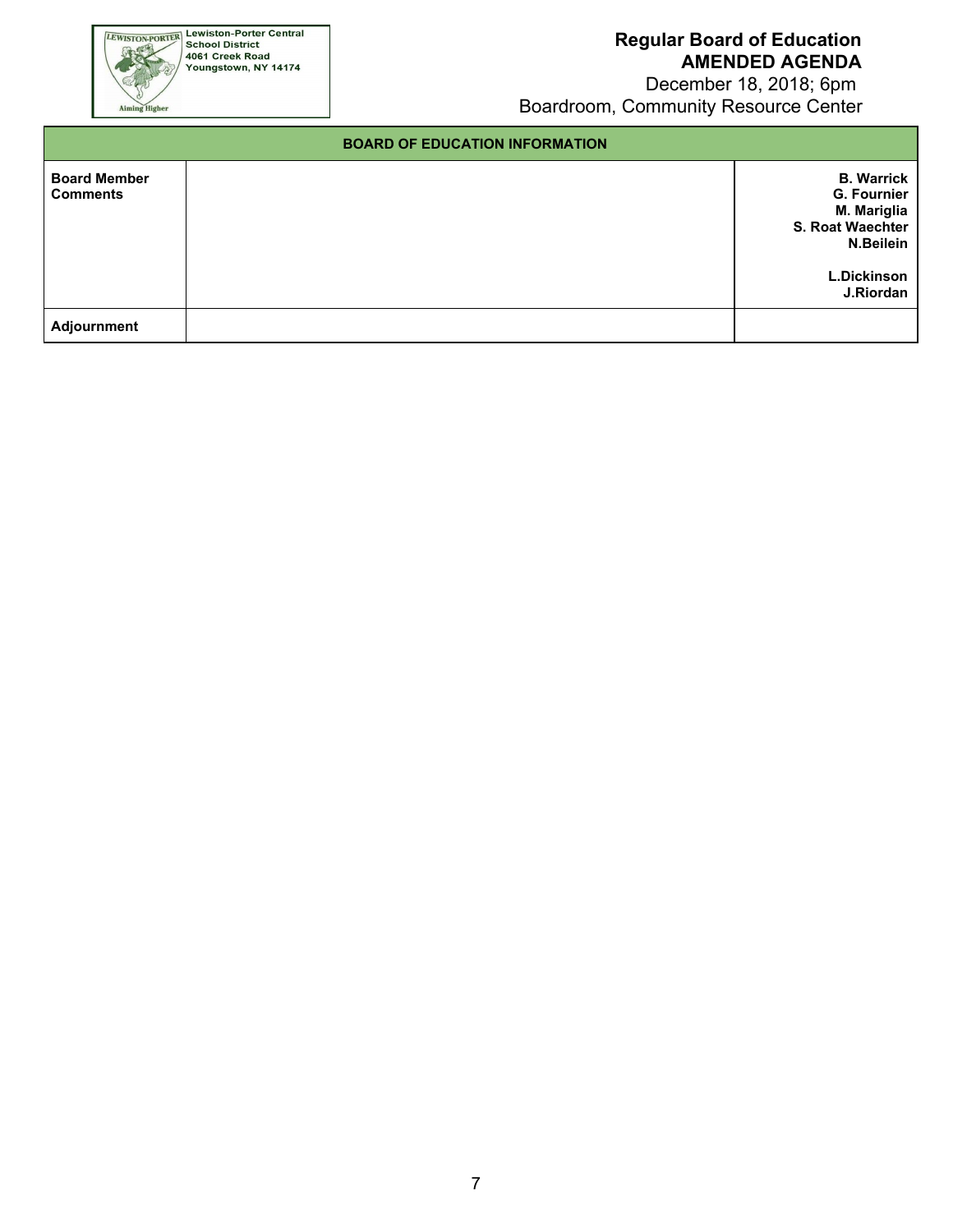Lewiston-Porter Central School District
4061 Creek Road
Youngstown, NY 14174

**Regular Board of Education**
**AMENDED AGENDA**
December 18, 2018; 6pm
Boardroom, Community Resource Center

| **BOARD OF EDUCATION INFORMATION** | | |
|---|---|---|
| **Board Member Comments** | | **B. Warrick**<br>**G. Fournier**<br>**M. Mariglia**<br>**S. Roat Waechter**<br>**N.Beilein**<br><br>**L.Dickinson**<br>**J.Riordan** |
| **Adjournment** | | |